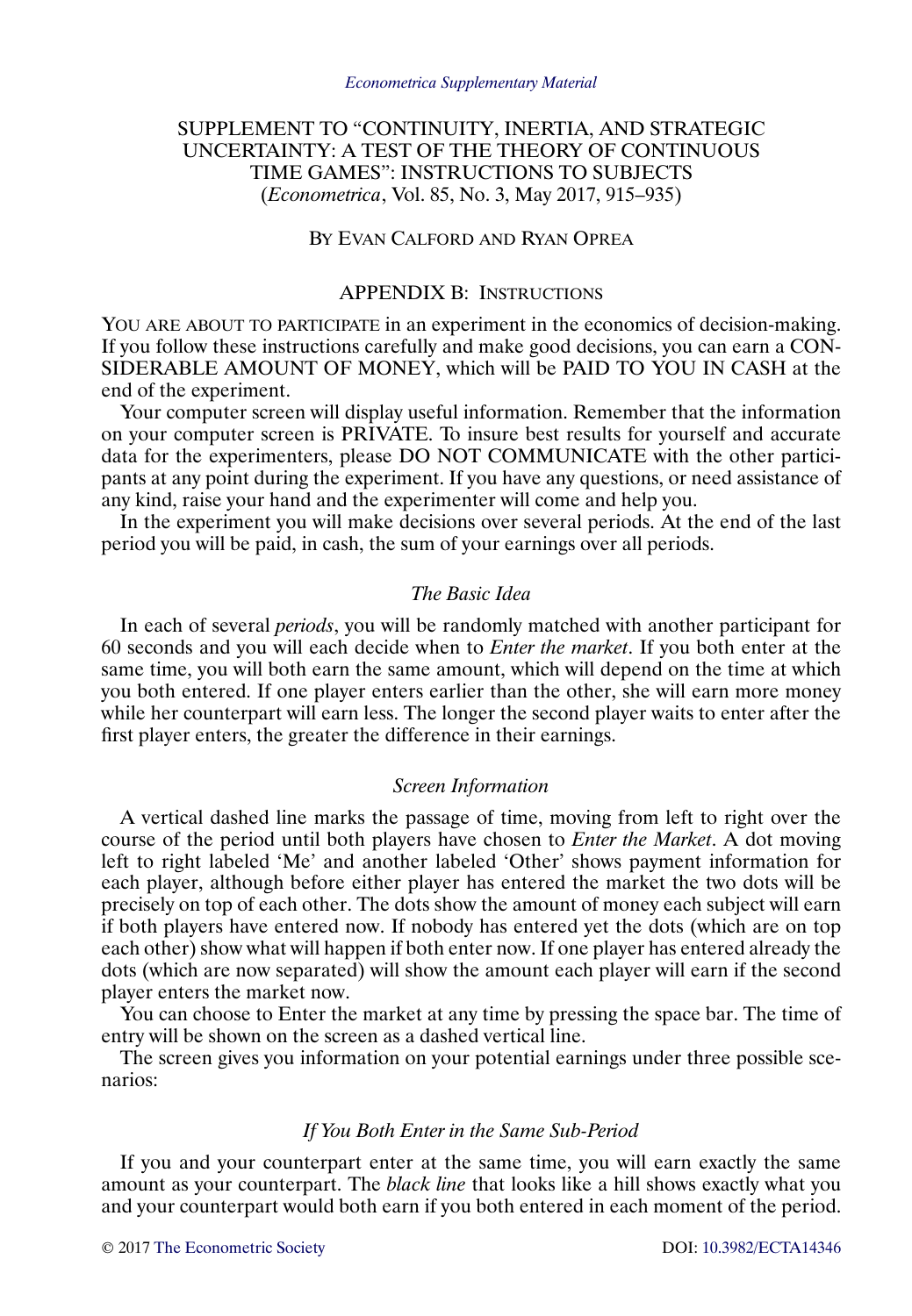*Econometrica Supplementary Material*

# SUPPLEMENT TO "CONTINUITY, INERTIA, AND STRATEGIC UNCERTAINTY: A TEST OF THE THEORY OF CONTINUOUS TIME GAMES": INSTRUCTIONS TO SUBJECTS (*Econometrica*, Vol. 85, No. 3, May 2017, 915–935)

BY EVAN CALFORD AND RYAN OPREA

## APPENDIX B: INSTRUCTIONS

YOU ARE ABOUT TO PARTICIPATE in an experiment in the economics of decision-making. If you follow these instructions carefully and make good decisions, you can earn a CONSIDERABLE AMOUNT OF MONEY, which will be PAID TO YOU IN CASH at the end of the experiment.

Your computer screen will display useful information. Remember that the information on your computer screen is PRIVATE. To insure best results for yourself and accurate data for the experimenters, please DO NOT COMMUNICATE with the other participants at any point during the experiment. If you have any questions, or need assistance of any kind, raise your hand and the experimenter will come and help you.

In the experiment you will make decisions over several periods. At the end of the last period you will be paid, in cash, the sum of your earnings over all periods.

### *The Basic Idea*

In each of several *periods*, you will be randomly matched with another participant for 60 seconds and you will each decide when to *Enter the market*. If you both enter at the same time, you will both earn the same amount, which will depend on the time at which you both entered. If one player enters earlier than the other, she will earn more money while her counterpart will earn less. The longer the second player waits to enter after the first player enters, the greater the difference in their earnings.

### *Screen Information*

A vertical dashed line marks the passage of time, moving from left to right over the course of the period until both players have chosen to *Enter the Market*. A dot moving left to right labeled 'Me' and another labeled 'Other' shows payment information for each player, although before either player has entered the market the two dots will be precisely on top of each other. The dots show the amount of money each subject will earn if both players have entered now. If nobody has entered yet the dots (which are on top each other) show what will happen if both enter now. If one player has entered already the dots (which are now separated) will show the amount each player will earn if the second player enters the market now.

You can choose to Enter the market at any time by pressing the space bar. The time of entry will be shown on the screen as a dashed vertical line.

The screen gives you information on your potential earnings under three possible scenarios:

### *If You Both Enter in the Same Sub-Period*

If you and your counterpart enter at the same time, you will earn exactly the same amount as your counterpart. The *black line* that looks like a hill shows exactly what you and your counterpart would both earn if you both entered in each moment of the period.

© 2017 The Econometric Society DOI: 10.3982/ECTA14346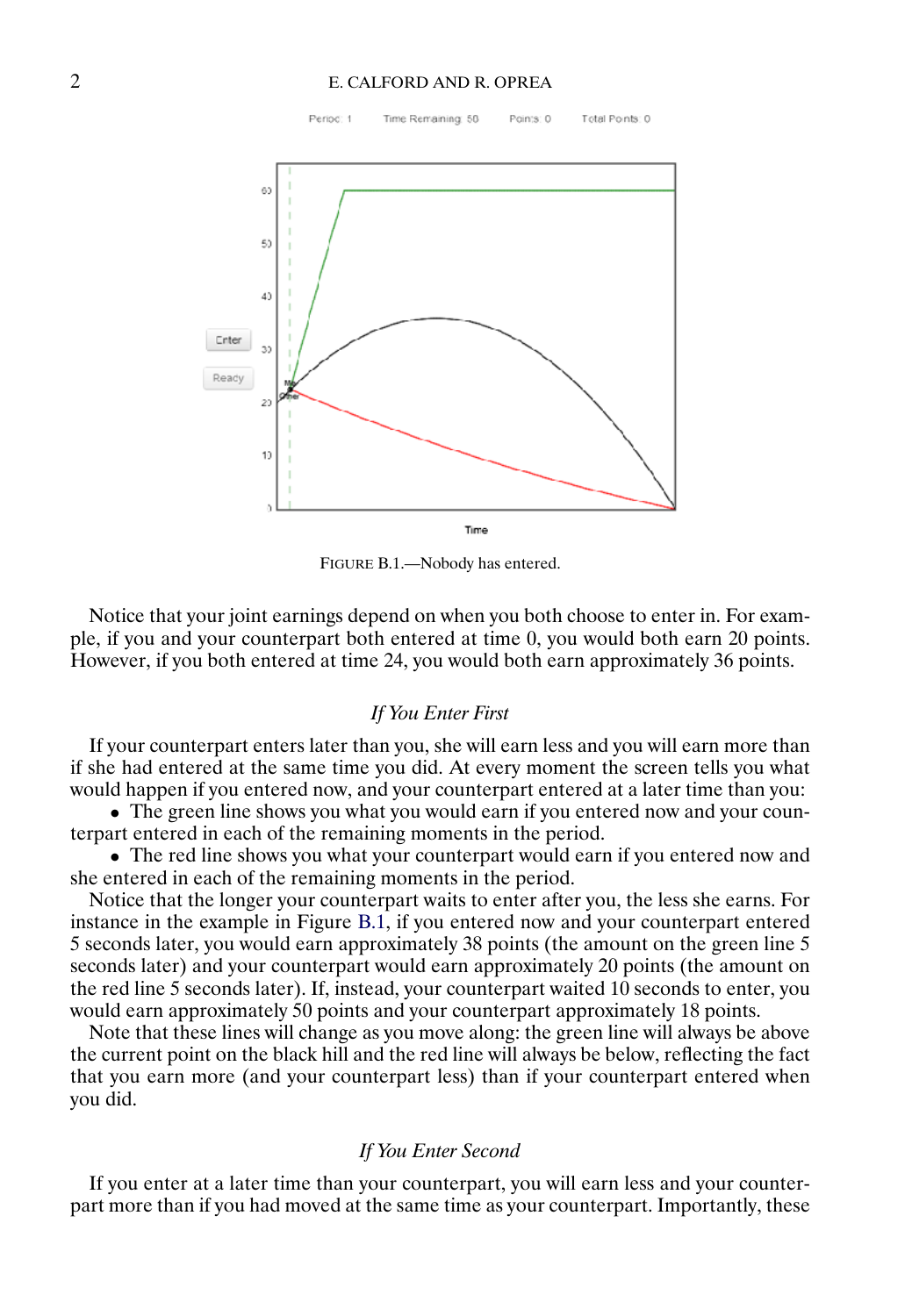FIGURE B.1.—Nobody has entered.

Notice that your joint earnings depend on when you both choose to enter in. For example, if you and your counterpart both entered at time 0, you would both earn 20 points. However, if you both entered at time 24, you would both earn approximately 36 points.

### *If You Enter First*

If your counterpart enters later than you, she will earn less and you will earn more than if she had entered at the same time you did. At every moment the screen tells you what would happen if you entered now, and your counterpart entered at a later time than you:

- The green line shows you what you would earn if you entered now and your counterpart entered in each of the remaining moments in the period.
- The red line shows you what your counterpart would earn if you entered now and she entered in each of the remaining moments in the period.

Notice that the longer your counterpart waits to enter after you, the less she earns. For instance in the example in Figure B.1, if you entered now and your counterpart entered 5 seconds later, you would earn approximately 38 points (the amount on the green line 5 seconds later) and your counterpart would earn approximately 20 points (the amount on the red line 5 seconds later). If, instead, your counterpart waited 10 seconds to enter, you would earn approximately 50 points and your counterpart approximately 18 points.

Note that these lines will change as you move along: the green line will always be above the current point on the black hill and the red line will always be below, reflecting the fact that you earn more (and your counterpart less) than if your counterpart entered when you did.

### *If You Enter Second*

If you enter at a later time than your counterpart, you will earn less and your counterpart more than if you had moved at the same time as your counterpart. Importantly, these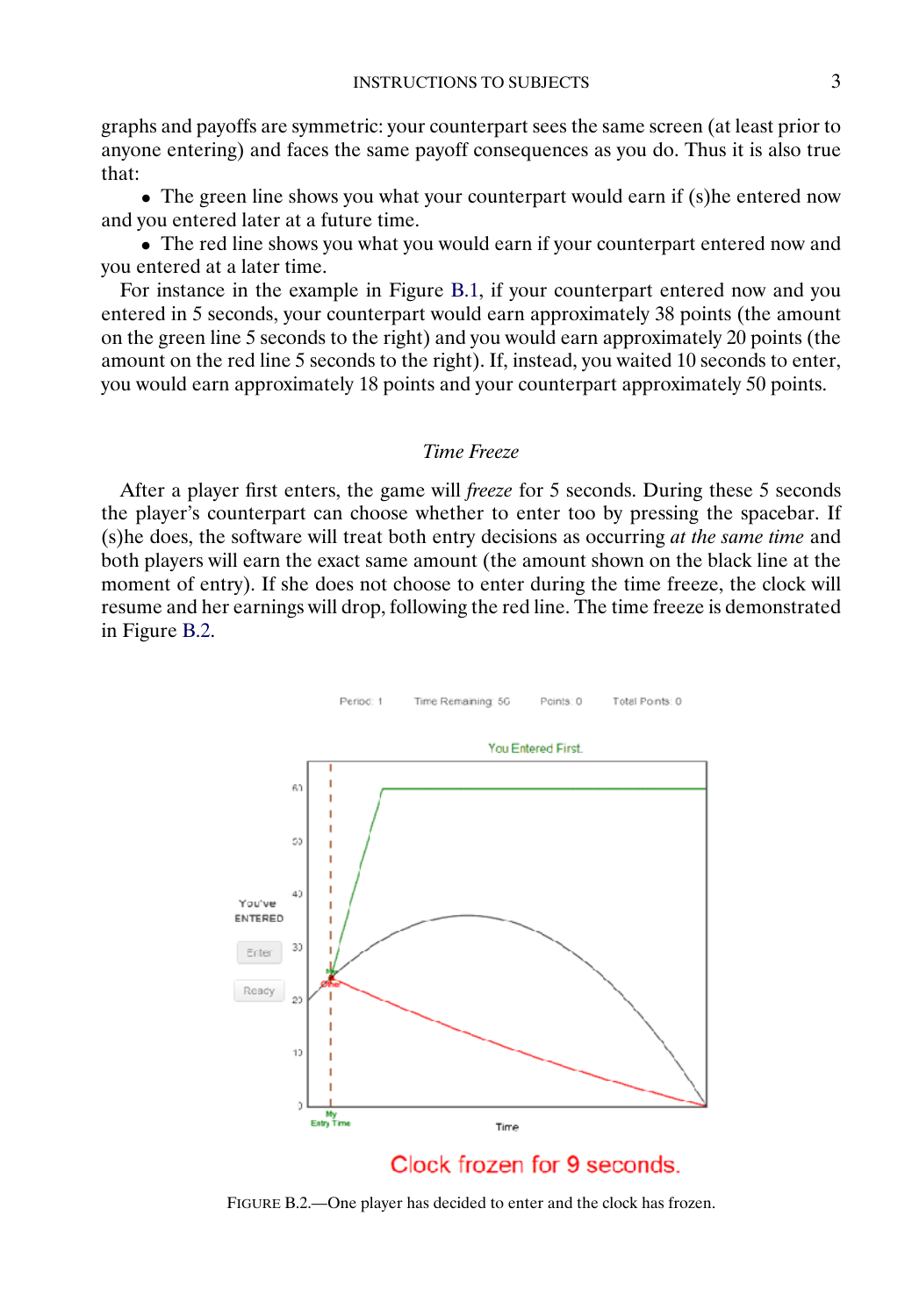graphs and payoffs are symmetric: your counterpart sees the same screen (at least prior to anyone entering) and faces the same payoff consequences as you do. Thus it is also true that:

- The green line shows you what your counterpart would earn if (s)he entered now and you entered later at a future time.
- The red line shows you what you would earn if your counterpart entered now and you entered at a later time.

For instance in the example in Figure B.1, if your counterpart entered now and you entered in 5 seconds, your counterpart would earn approximately 38 points (the amount on the green line 5 seconds to the right) and you would earn approximately 20 points (the amount on the red line 5 seconds to the right). If, instead, you waited 10 seconds to enter, you would earn approximately 18 points and your counterpart approximately 50 points.

### *Time Freeze*

After a player first enters, the game will *freeze* for 5 seconds. During these 5 seconds the player's counterpart can choose whether to enter too by pressing the spacebar. If (s)he does, the software will treat both entry decisions as occurring *at the same time* and both players will earn the exact same amount (the amount shown on the black line at the moment of entry). If she does not choose to enter during the time freeze, the clock will resume and her earnings will drop, following the red line. The time freeze is demonstrated in Figure B.2.

FIGURE B.2.—One player has decided to enter and the clock has frozen.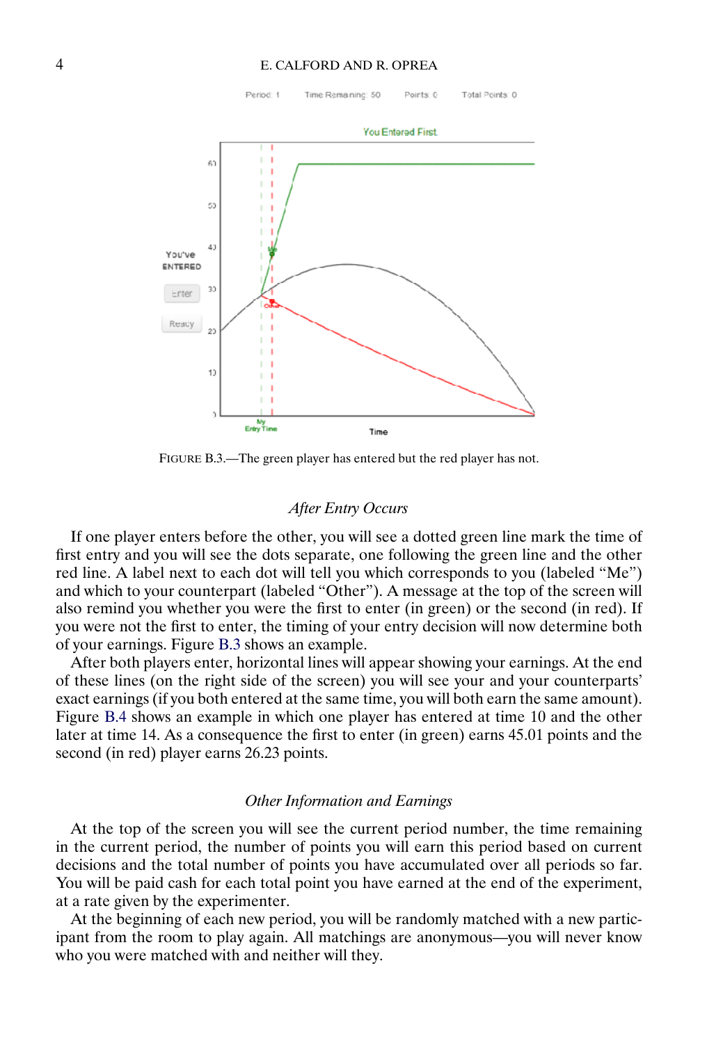FIGURE B.3.—The green player has entered but the red player has not.

*After Entry Occurs*

If one player enters before the other, you will see a dotted green line mark the time of first entry and you will see the dots separate, one following the green line and the other red line. A label next to each dot will tell you which corresponds to you (labeled "Me") and which to your counterpart (labeled "Other"). A message at the top of the screen will also remind you whether you were the first to enter (in green) or the second (in red). If you were not the first to enter, the timing of your entry decision will now determine both of your earnings. Figure B.3 shows an example.

After both players enter, horizontal lines will appear showing your earnings. At the end of these lines (on the right side of the screen) you will see your and your counterparts' exact earnings (if you both entered at the same time, you will both earn the same amount). Figure B.4 shows an example in which one player has entered at time 10 and the other later at time 14. As a consequence the first to enter (in green) earns 45.01 points and the second (in red) player earns 26.23 points.

*Other Information and Earnings*

At the top of the screen you will see the current period number, the time remaining in the current period, the number of points you will earn this period based on current decisions and the total number of points you have accumulated over all periods so far. You will be paid cash for each total point you have earned at the end of the experiment, at a rate given by the experimenter.

At the beginning of each new period, you will be randomly matched with a new participant from the room to play again. All matchings are anonymous—you will never know who you were matched with and neither will they.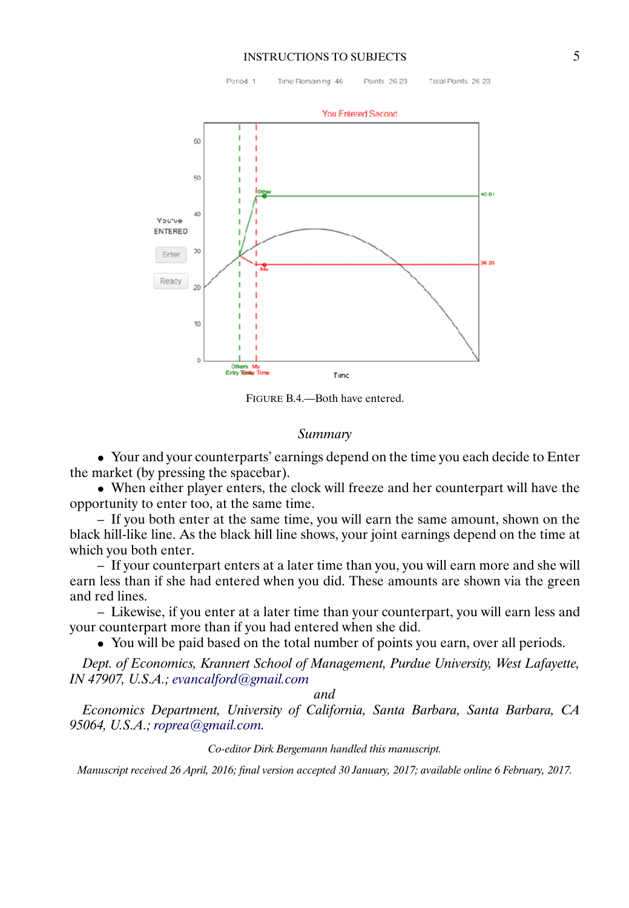Period: 1 Time Remaining: 46 Points: 26.23 Total Points: 26.23

You Entered Second

You've ENTERED

Enter

Ready

60
50
40
30
20
10
0

Other

40.01

26.23

Me

Others Entry Timing My Entry Time

Time

FIGURE B.4.—Both have entered.

*Summary*

- Your and your counterparts' earnings depend on the time you each decide to Enter the market (by pressing the spacebar).
- When either player enters, the clock will freeze and her counterpart will have the opportunity to enter too, at the same time.
  - If you both enter at the same time, you will earn the same amount, shown on the black hill-like line. As the black hill line shows, your joint earnings depend on the time at which you both enter.
  - If your counterpart enters at a later time than you, you will earn more and she will earn less than if she had entered when you did. These amounts are shown via the green and red lines.
  - Likewise, if you enter at a later time than your counterpart, you will earn less and your counterpart more than if you had entered when she did.
- You will be paid based on the total number of points you earn, over all periods.

*Dept. of Economics, Krannert School of Management, Purdue University, West Lafayette, IN 47907, U.S.A.; evancalford@gmail.com*

*and*

*Economics Department, University of California, Santa Barbara, Santa Barbara, CA 95064, U.S.A.; roprea@gmail.com.*

*Co-editor Dirk Bergemann handled this manuscript.*

*Manuscript received 26 April, 2016; final version accepted 30 January, 2017; available online 6 February, 2017.*